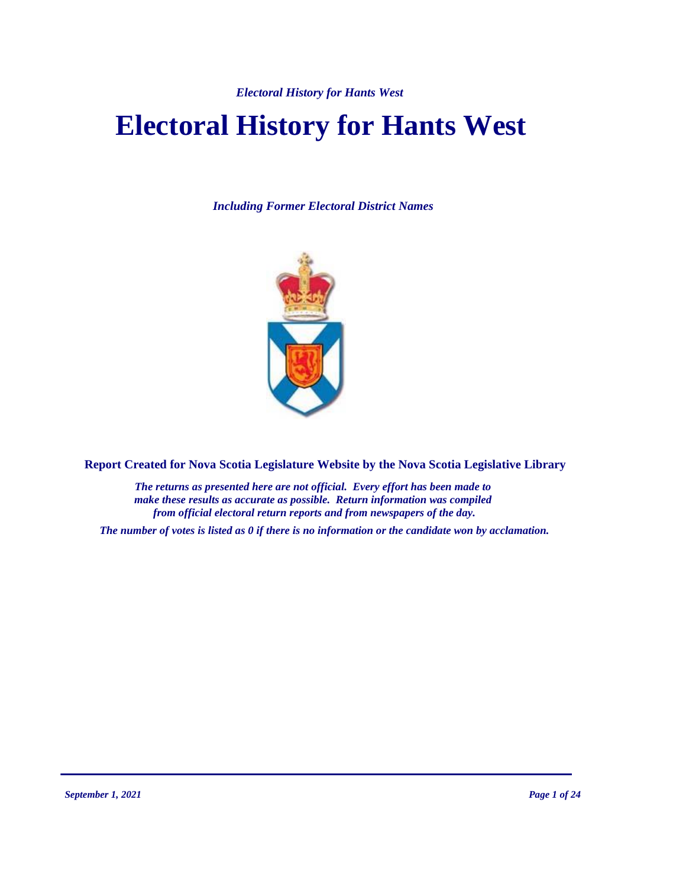# Electoral History for Hants West

*Including Former Electoral District Names*

**Report Created for Nova Scotia Legislature Website by the Nova Scotia Legislative Library**

*The returns as presented here are not official. Every effort has been made to make these results as accurate as possible. Return information was compiled from official electoral return reports and from newspapers of the day.*

*The number of votes is listed as 0 if there is no information or the candidate won by acclamation.*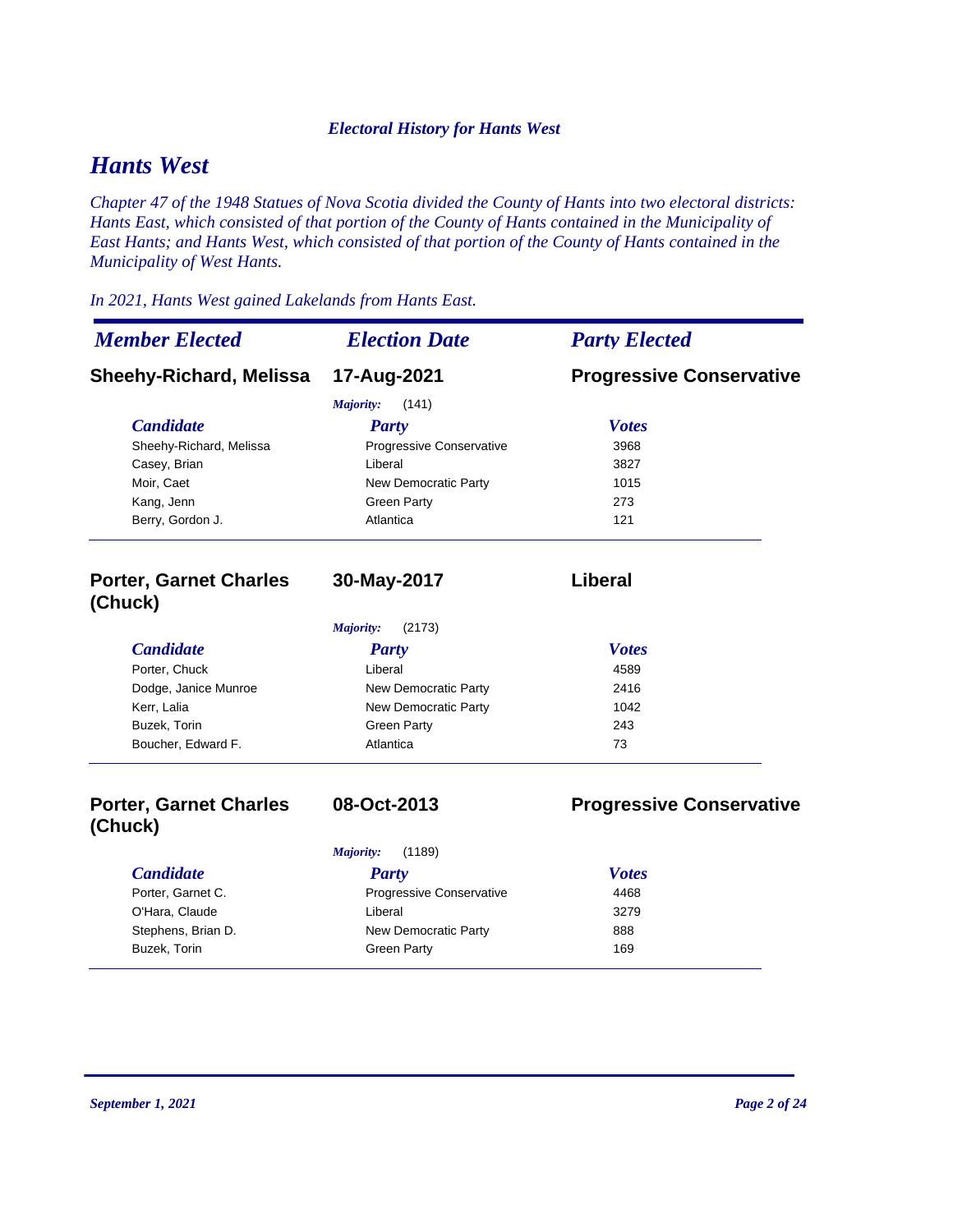*Electoral History for Hants West*

# Hants West

*Chapter 47 of the 1948 Statues of Nova Scotia divided the County of Hants into two electoral districts: Hants East, which consisted of that portion of the County of Hants contained in the Municipality of East Hants; and Hants West, which consisted of that portion of the County of Hants contained in the Municipality of West Hants.*

*In 2021, Hants West gained Lakelands from Hants East.*

| *Member Elected* | *Election Date* | *Party Elected* |
|---|---|---|
| **Sheehy-Richard, Melissa** | **17-Aug-2021** | **Progressive Conservative** |

*Majority:* (141)

| Candidate | Party | Votes |
|---|---|---|
| Sheehy-Richard, Melissa | Progressive Conservative | 3968 |
| Casey, Brian | Liberal | 3827 |
| Moir, Caet | New Democratic Party | 1015 |
| Kang, Jenn | Green Party | 273 |
| Berry, Gordon J. | Atlantica | 121 |

---

| *Member Elected* | *Election Date* | *Party Elected* |
|---|---|---|
| **Porter, Garnet Charles (Chuck)** | **30-May-2017** | **Liberal** |

*Majority:* (2173)

| Candidate | Party | Votes |
|---|---|---|
| Porter, Chuck | Liberal | 4589 |
| Dodge, Janice Munroe | New Democratic Party | 2416 |
| Kerr, Lalia | New Democratic Party | 1042 |
| Buzek, Torin | Green Party | 243 |
| Boucher, Edward F. | Atlantica | 73 |

---

| *Member Elected* | *Election Date* | *Party Elected* |
|---|---|---|
| **Porter, Garnet Charles (Chuck)** | **08-Oct-2013** | **Progressive Conservative** |

*Majority:* (1189)

| Candidate | Party | Votes |
|---|---|---|
| Porter, Garnet C. | Progressive Conservative | 4468 |
| O'Hara, Claude | Liberal | 3279 |
| Stephens, Brian D. | New Democratic Party | 888 |
| Buzek, Torin | Green Party | 169 |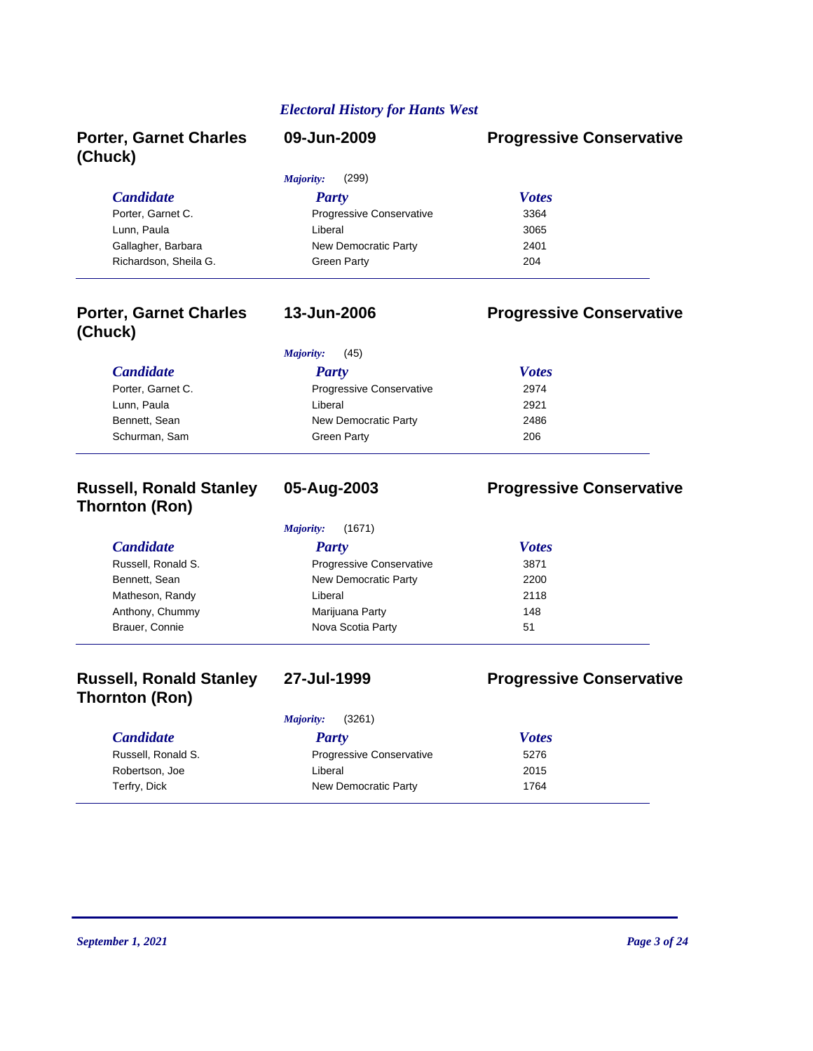## *Electoral History for Hants West*

### Porter, Garnet Charles (Chuck) — 09-Jun-2009 — Progressive Conservative

*Majority:* (299)

| Candidate | Party | Votes |
|---|---|---|
| Porter, Garnet C. | Progressive Conservative | 3364 |
| Lunn, Paula | Liberal | 3065 |
| Gallagher, Barbara | New Democratic Party | 2401 |
| Richardson, Sheila G. | Green Party | 204 |

### Porter, Garnet Charles (Chuck) — 13-Jun-2006 — Progressive Conservative

*Majority:* (45)

| Candidate | Party | Votes |
|---|---|---|
| Porter, Garnet C. | Progressive Conservative | 2974 |
| Lunn, Paula | Liberal | 2921 |
| Bennett, Sean | New Democratic Party | 2486 |
| Schurman, Sam | Green Party | 206 |

### Russell, Ronald Stanley Thornton (Ron) — 05-Aug-2003 — Progressive Conservative

*Majority:* (1671)

| Candidate | Party | Votes |
|---|---|---|
| Russell, Ronald S. | Progressive Conservative | 3871 |
| Bennett, Sean | New Democratic Party | 2200 |
| Matheson, Randy | Liberal | 2118 |
| Anthony, Chummy | Marijuana Party | 148 |
| Brauer, Connie | Nova Scotia Party | 51 |

### Russell, Ronald Stanley Thornton (Ron) — 27-Jul-1999 — Progressive Conservative

*Majority:* (3261)

| Candidate | Party | Votes |
|---|---|---|
| Russell, Ronald S. | Progressive Conservative | 5276 |
| Robertson, Joe | Liberal | 2015 |
| Terfry, Dick | New Democratic Party | 1764 |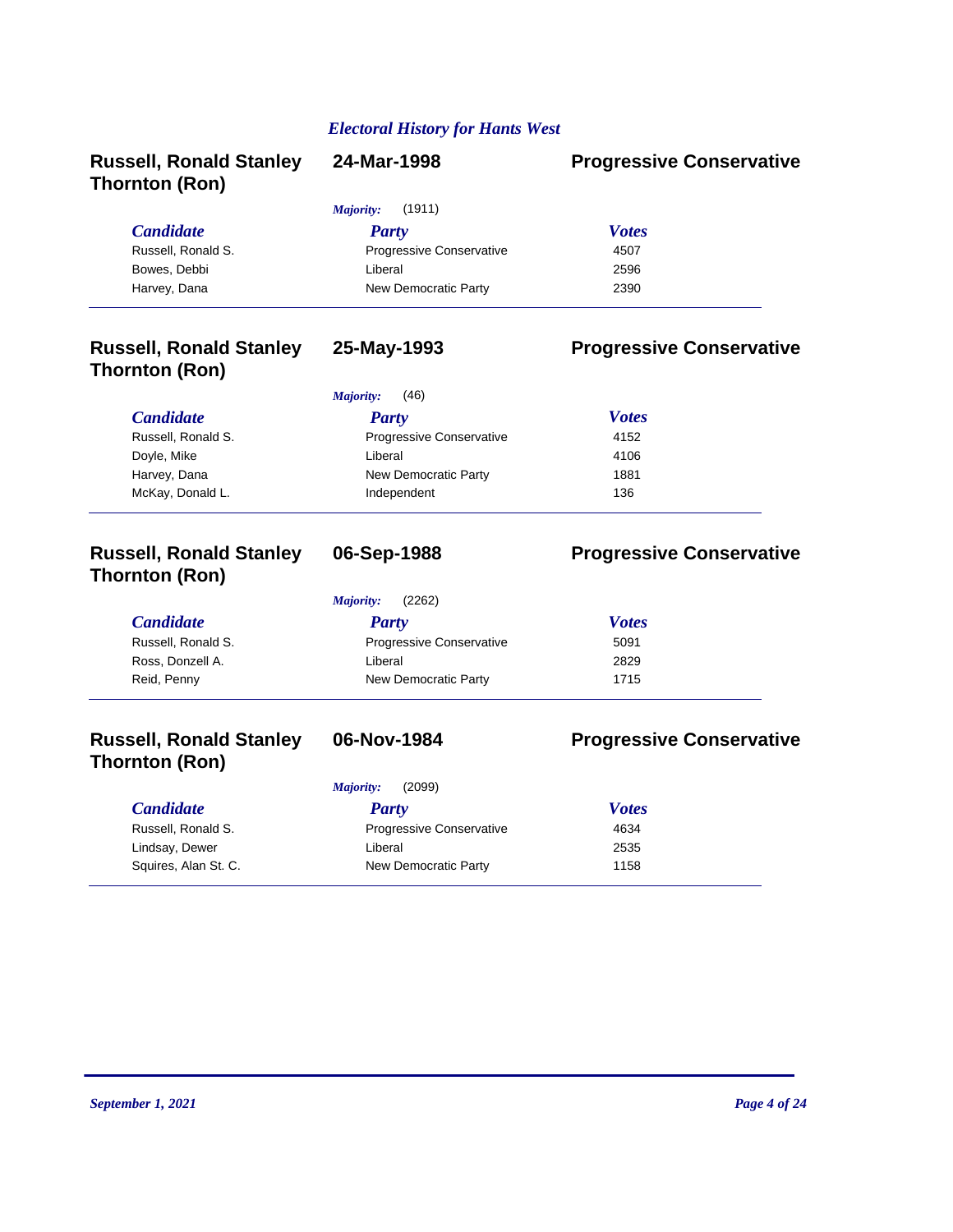*Electoral History for Hants West*

**Russell, Ronald Stanley Thornton (Ron)** | **24-Mar-1998** | **Progressive Conservative**

*Majority:* (1911)

| *Candidate* | *Party* | *Votes* |
| --- | --- | --- |
| Russell, Ronald S. | Progressive Conservative | 4507 |
| Bowes, Debbi | Liberal | 2596 |
| Harvey, Dana | New Democratic Party | 2390 |

**Russell, Ronald Stanley Thornton (Ron)** | **25-May-1993** | **Progressive Conservative**

*Majority:* (46)

| *Candidate* | *Party* | *Votes* |
| --- | --- | --- |
| Russell, Ronald S. | Progressive Conservative | 4152 |
| Doyle, Mike | Liberal | 4106 |
| Harvey, Dana | New Democratic Party | 1881 |
| McKay, Donald L. | Independent | 136 |

**Russell, Ronald Stanley Thornton (Ron)** | **06-Sep-1988** | **Progressive Conservative**

*Majority:* (2262)

| *Candidate* | *Party* | *Votes* |
| --- | --- | --- |
| Russell, Ronald S. | Progressive Conservative | 5091 |
| Ross, Donzell A. | Liberal | 2829 |
| Reid, Penny | New Democratic Party | 1715 |

**Russell, Ronald Stanley Thornton (Ron)** | **06-Nov-1984** | **Progressive Conservative**

*Majority:* (2099)

| *Candidate* | *Party* | *Votes* |
| --- | --- | --- |
| Russell, Ronald S. | Progressive Conservative | 4634 |
| Lindsay, Dewer | Liberal | 2535 |
| Squires, Alan St. C. | New Democratic Party | 1158 |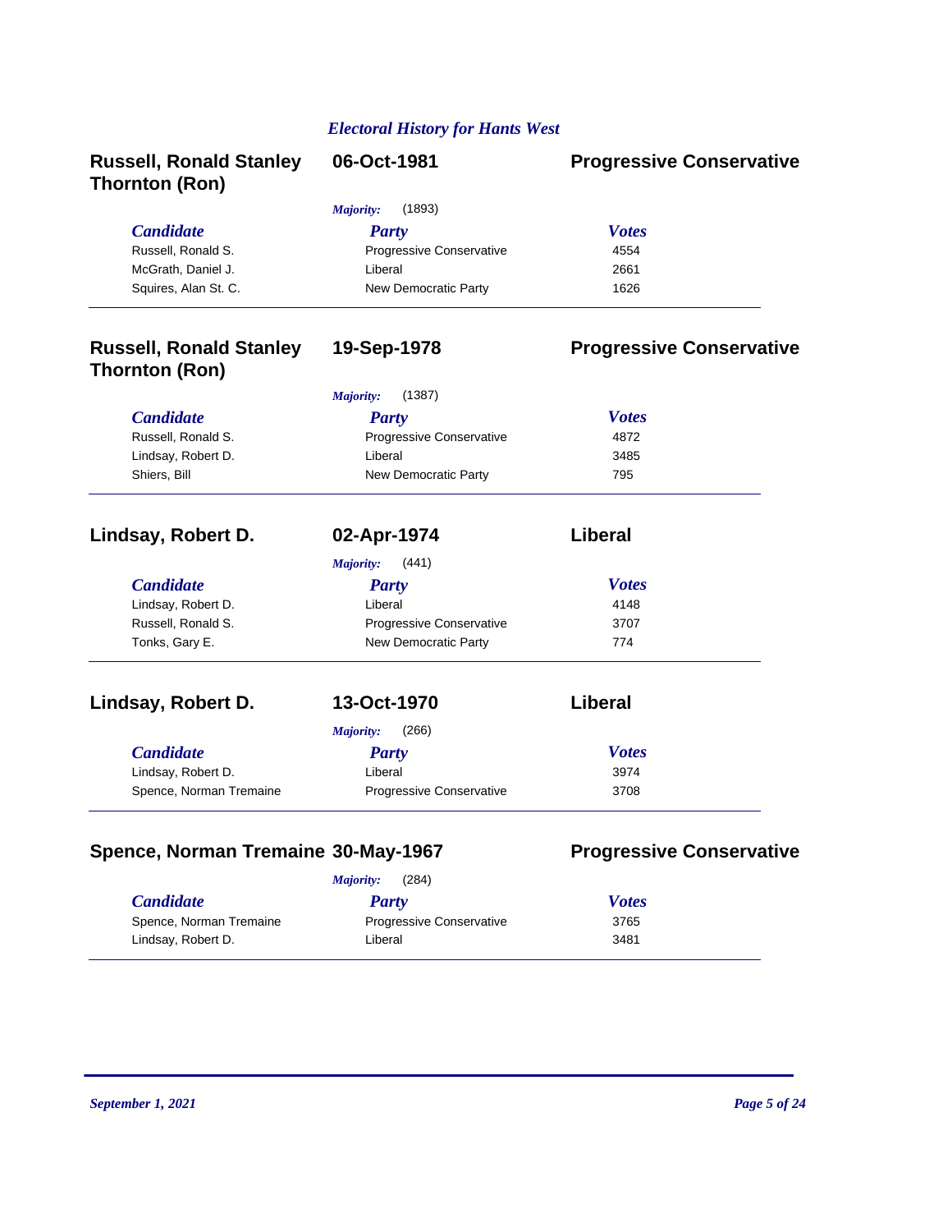*Electoral History for Hants West*

## Russell, Ronald Stanley Thornton (Ron) — 06-Oct-1981 — Progressive Conservative

*Majority:* (1893)

| *Candidate* | *Party* | *Votes* |
|---|---|---|
| Russell, Ronald S. | Progressive Conservative | 4554 |
| McGrath, Daniel J. | Liberal | 2661 |
| Squires, Alan St. C. | New Democratic Party | 1626 |

## Russell, Ronald Stanley Thornton (Ron) — 19-Sep-1978 — Progressive Conservative

*Majority:* (1387)

| *Candidate* | *Party* | *Votes* |
|---|---|---|
| Russell, Ronald S. | Progressive Conservative | 4872 |
| Lindsay, Robert D. | Liberal | 3485 |
| Shiers, Bill | New Democratic Party | 795 |

## Lindsay, Robert D. — 02-Apr-1974 — Liberal

*Majority:* (441)

| *Candidate* | *Party* | *Votes* |
|---|---|---|
| Lindsay, Robert D. | Liberal | 4148 |
| Russell, Ronald S. | Progressive Conservative | 3707 |
| Tonks, Gary E. | New Democratic Party | 774 |

## Lindsay, Robert D. — 13-Oct-1970 — Liberal

*Majority:* (266)

| *Candidate* | *Party* | *Votes* |
|---|---|---|
| Lindsay, Robert D. | Liberal | 3974 |
| Spence, Norman Tremaine | Progressive Conservative | 3708 |

## Spence, Norman Tremaine — 30-May-1967 — Progressive Conservative

*Majority:* (284)

| *Candidate* | *Party* | *Votes* |
|---|---|---|
| Spence, Norman Tremaine | Progressive Conservative | 3765 |
| Lindsay, Robert D. | Liberal | 3481 |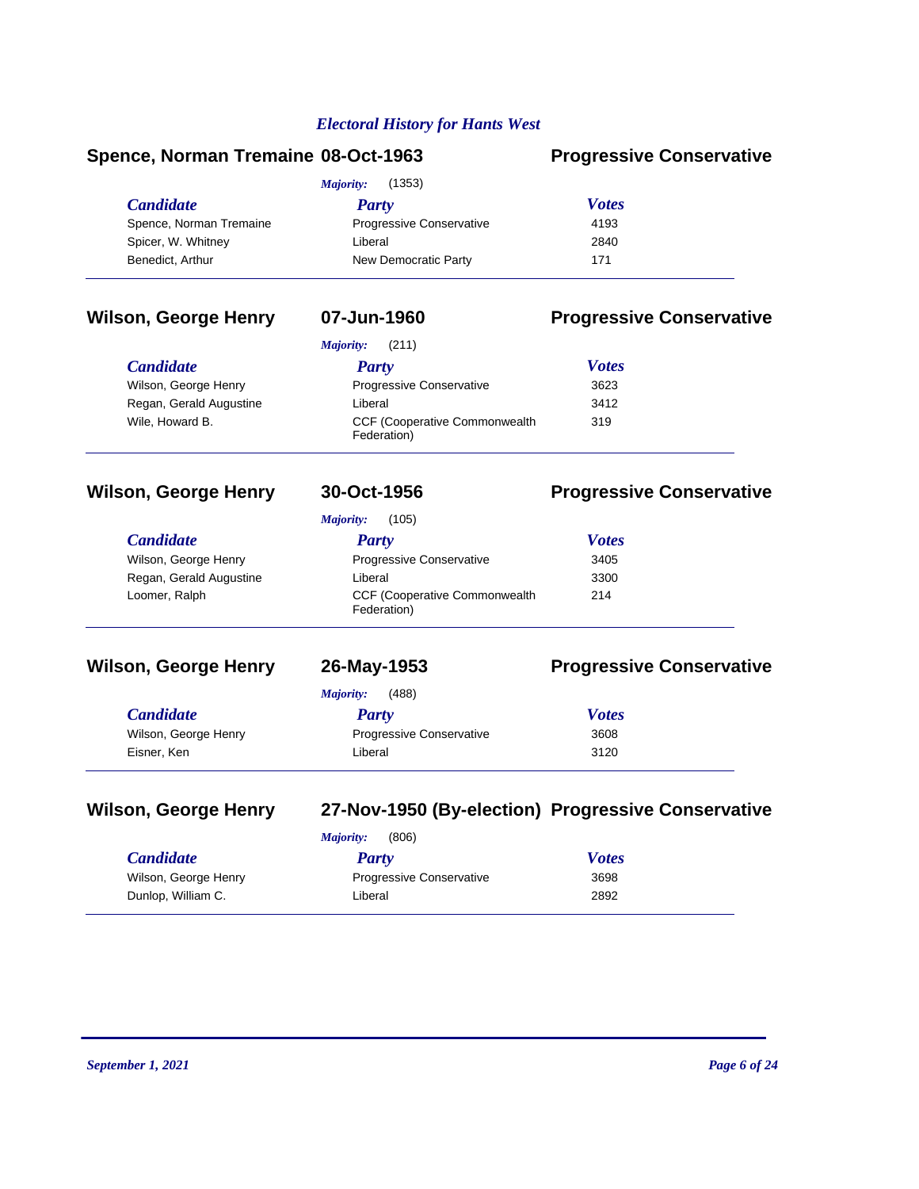*Electoral History for Hants West*

## Spence, Norman Tremaine 08-Oct-1963 Progressive Conservative

*Majority:* (1353)

| Candidate | Party | Votes |
|---|---|---|
| Spence, Norman Tremaine | Progressive Conservative | 4193 |
| Spicer, W. Whitney | Liberal | 2840 |
| Benedict, Arthur | New Democratic Party | 171 |

## Wilson, George Henry 07-Jun-1960 Progressive Conservative

*Majority:* (211)

| Candidate | Party | Votes |
|---|---|---|
| Wilson, George Henry | Progressive Conservative | 3623 |
| Regan, Gerald Augustine | Liberal | 3412 |
| Wile, Howard B. | CCF (Cooperative Commonwealth Federation) | 319 |

## Wilson, George Henry 30-Oct-1956 Progressive Conservative

*Majority:* (105)

| Candidate | Party | Votes |
|---|---|---|
| Wilson, George Henry | Progressive Conservative | 3405 |
| Regan, Gerald Augustine | Liberal | 3300 |
| Loomer, Ralph | CCF (Cooperative Commonwealth Federation) | 214 |

## Wilson, George Henry 26-May-1953 Progressive Conservative

*Majority:* (488)

| Candidate | Party | Votes |
|---|---|---|
| Wilson, George Henry | Progressive Conservative | 3608 |
| Eisner, Ken | Liberal | 3120 |

## Wilson, George Henry 27-Nov-1950 (By-election) Progressive Conservative

*Majority:* (806)

| Candidate | Party | Votes |
|---|---|---|
| Wilson, George Henry | Progressive Conservative | 3698 |
| Dunlop, William C. | Liberal | 2892 |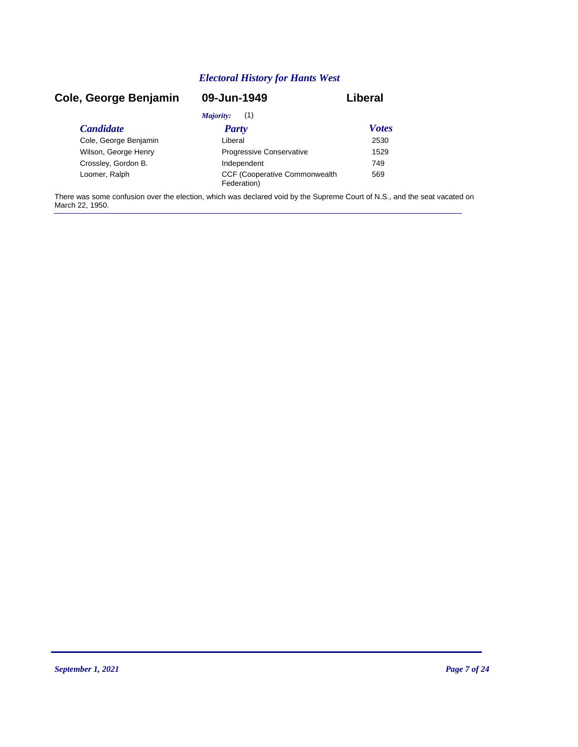## *Electoral History for Hants West*

**Cole, George Benjamin** **09-Jun-1949** **Liberal**

*Majority:* (1)

| *Candidate* | *Party* | *Votes* |
| --- | --- | --- |
| Cole, George Benjamin | Liberal | 2530 |
| Wilson, George Henry | Progressive Conservative | 1529 |
| Crossley, Gordon B. | Independent | 749 |
| Loomer, Ralph | CCF (Cooperative Commonwealth Federation) | 569 |

There was some confusion over the election, which was declared void by the Supreme Court of N.S., and the seat vacated on March 22, 1950.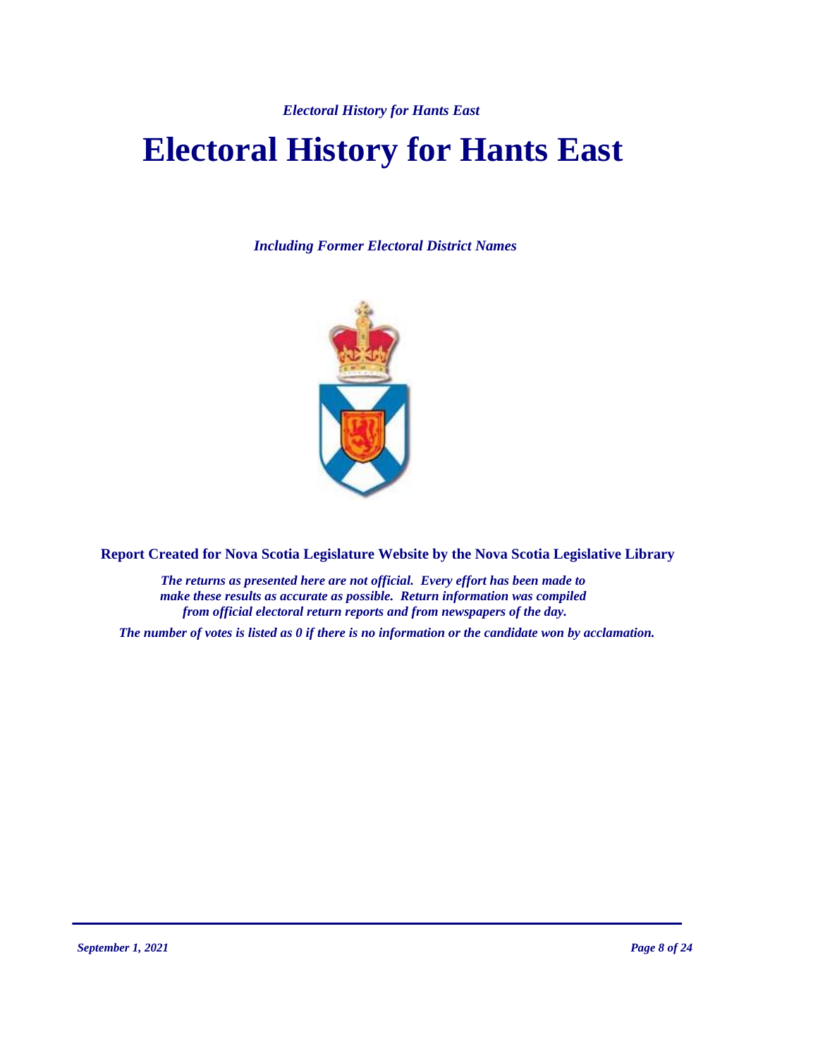# Electoral History for Hants East

*Including Former Electoral District Names*

**Report Created for Nova Scotia Legislature Website by the Nova Scotia Legislative Library**

*The returns as presented here are not official. Every effort has been made to make these results as accurate as possible. Return information was compiled from official electoral return reports and from newspapers of the day.*

*The number of votes is listed as 0 if there is no information or the candidate won by acclamation.*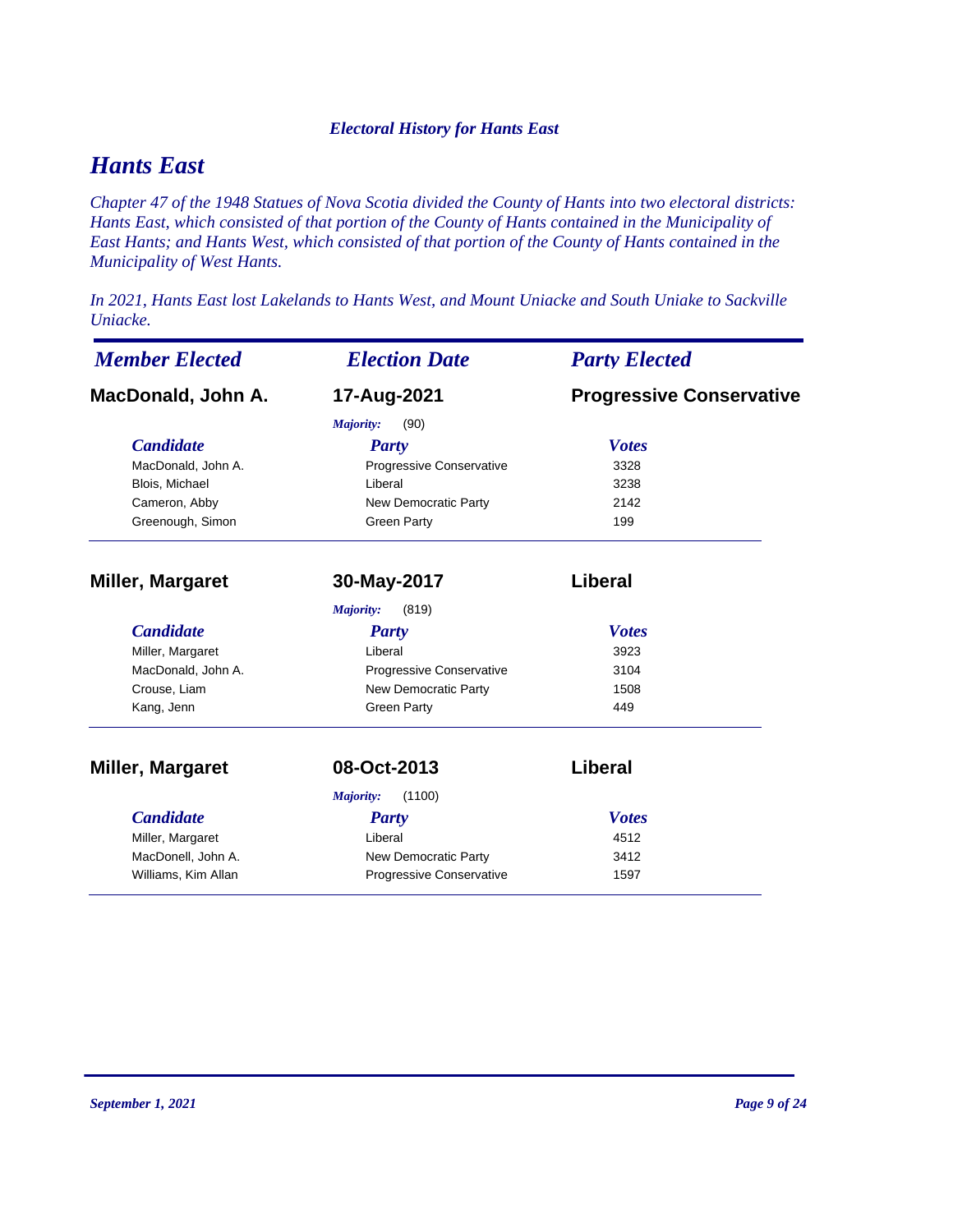# Hants East

*Chapter 47 of the 1948 Statues of Nova Scotia divided the County of Hants into two electoral districts: Hants East, which consisted of that portion of the County of Hants contained in the Municipality of East Hants; and Hants West, which consisted of that portion of the County of Hants contained in the Municipality of West Hants.*

*In 2021, Hants East lost Lakelands to Hants West, and Mount Uniacke and South Uniake to Sackville Uniacke.*

| *Member Elected* | *Election Date* | *Party Elected* |
|---|---|---|
| **MacDonald, John A.** | **17-Aug-2021** | **Progressive Conservative** |

*Majority:* (90)

| Candidate | Party | Votes |
|---|---|---|
| MacDonald, John A. | Progressive Conservative | 3328 |
| Blois, Michael | Liberal | 3238 |
| Cameron, Abby | New Democratic Party | 2142 |
| Greenough, Simon | Green Party | 199 |

| *Member Elected* | *Election Date* | *Party Elected* |
|---|---|---|
| **Miller, Margaret** | **30-May-2017** | **Liberal** |

*Majority:* (819)

| Candidate | Party | Votes |
|---|---|---|
| Miller, Margaret | Liberal | 3923 |
| MacDonald, John A. | Progressive Conservative | 3104 |
| Crouse, Liam | New Democratic Party | 1508 |
| Kang, Jenn | Green Party | 449 |

| *Member Elected* | *Election Date* | *Party Elected* |
|---|---|---|
| **Miller, Margaret** | **08-Oct-2013** | **Liberal** |

*Majority:* (1100)

| Candidate | Party | Votes |
|---|---|---|
| Miller, Margaret | Liberal | 4512 |
| MacDonell, John A. | New Democratic Party | 3412 |
| Williams, Kim Allan | Progressive Conservative | 1597 |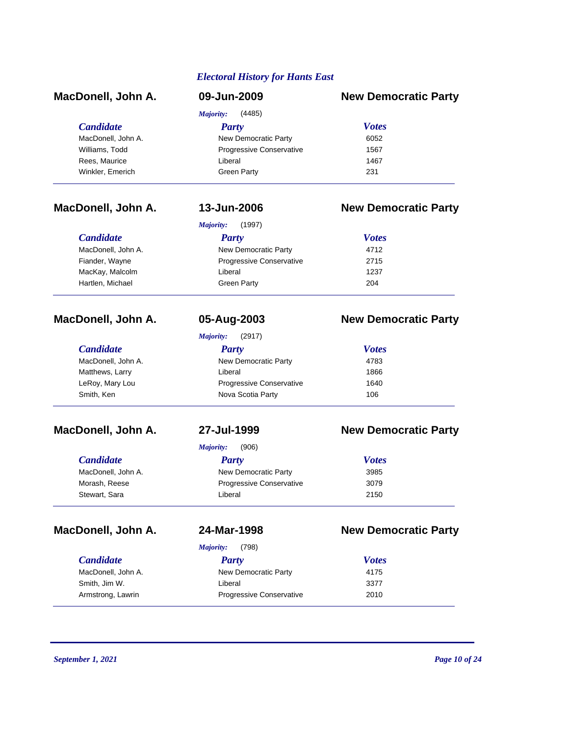*Electoral History for Hants East*

**MacDonell, John A.** | **09-Jun-2009** | **New Democratic Party**

*Majority:* (4485)

| Candidate | Party | Votes |
|---|---|---|
| MacDonell, John A. | New Democratic Party | 6052 |
| Williams, Todd | Progressive Conservative | 1567 |
| Rees, Maurice | Liberal | 1467 |
| Winkler, Emerich | Green Party | 231 |

**MacDonell, John A.** | **13-Jun-2006** | **New Democratic Party**

*Majority:* (1997)

| Candidate | Party | Votes |
|---|---|---|
| MacDonell, John A. | New Democratic Party | 4712 |
| Fiander, Wayne | Progressive Conservative | 2715 |
| MacKay, Malcolm | Liberal | 1237 |
| Hartlen, Michael | Green Party | 204 |

**MacDonell, John A.** | **05-Aug-2003** | **New Democratic Party**

*Majority:* (2917)

| Candidate | Party | Votes |
|---|---|---|
| MacDonell, John A. | New Democratic Party | 4783 |
| Matthews, Larry | Liberal | 1866 |
| LeRoy, Mary Lou | Progressive Conservative | 1640 |
| Smith, Ken | Nova Scotia Party | 106 |

**MacDonell, John A.** | **27-Jul-1999** | **New Democratic Party**

*Majority:* (906)

| Candidate | Party | Votes |
|---|---|---|
| MacDonell, John A. | New Democratic Party | 3985 |
| Morash, Reese | Progressive Conservative | 3079 |
| Stewart, Sara | Liberal | 2150 |

**MacDonell, John A.** | **24-Mar-1998** | **New Democratic Party**

*Majority:* (798)

| Candidate | Party | Votes |
|---|---|---|
| MacDonell, John A. | New Democratic Party | 4175 |
| Smith, Jim W. | Liberal | 3377 |
| Armstrong, Lawrin | Progressive Conservative | 2010 |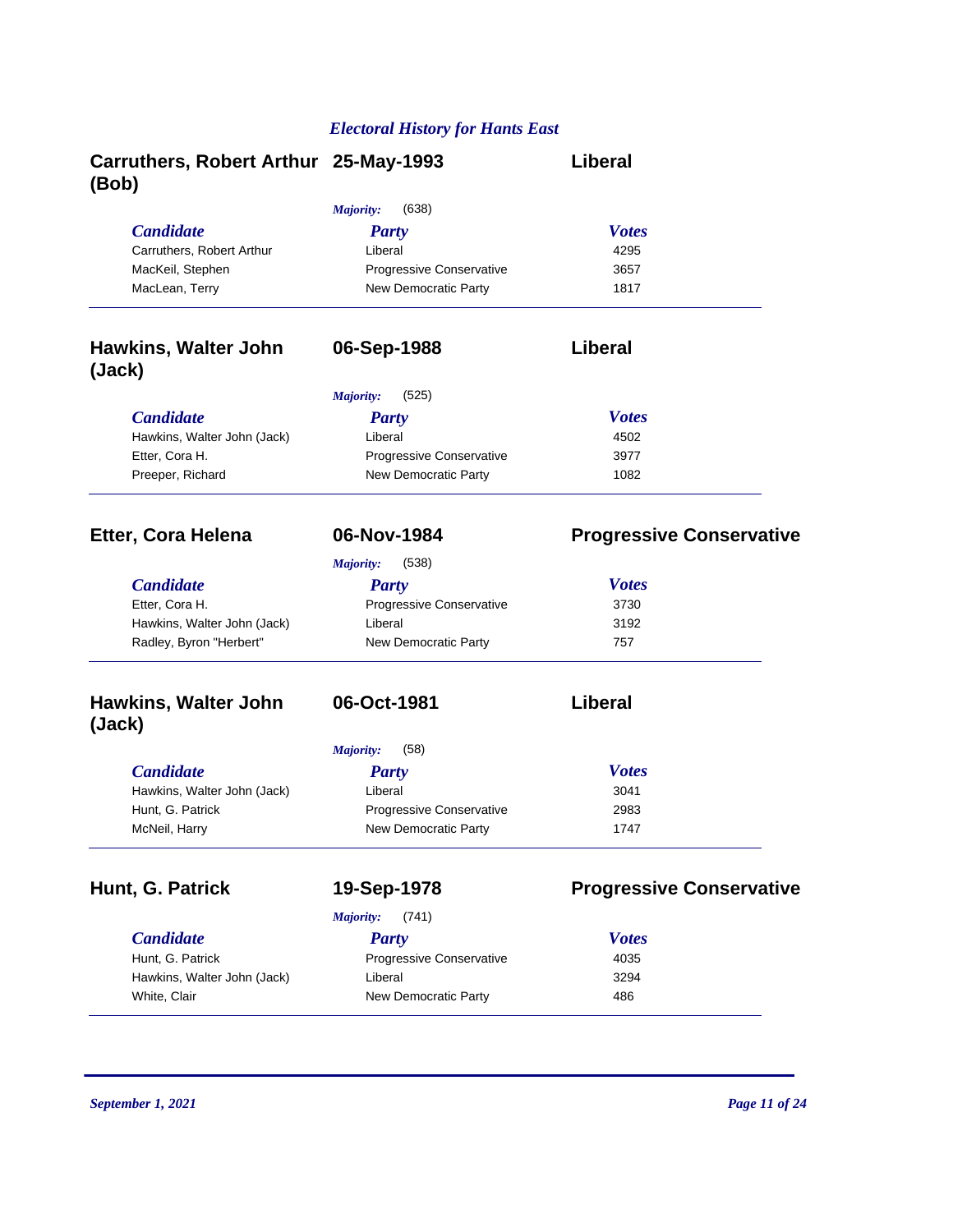## Electral History for Hants East

### Carruthers, Robert Arthur (Bob) — 25-May-1993 — Liberal

*Majority:* (638)

| Candidate | Party | Votes |
|---|---|---|
| Carruthers, Robert Arthur | Liberal | 4295 |
| MacKeil, Stephen | Progressive Conservative | 3657 |
| MacLean, Terry | New Democratic Party | 1817 |

### Hawkins, Walter John (Jack) — 06-Sep-1988 — Liberal

*Majority:* (525)

| Candidate | Party | Votes |
|---|---|---|
| Hawkins, Walter John (Jack) | Liberal | 4502 |
| Etter, Cora H. | Progressive Conservative | 3977 |
| Preeper, Richard | New Democratic Party | 1082 |

### Etter, Cora Helena — 06-Nov-1984 — Progressive Conservative

*Majority:* (538)

| Candidate | Party | Votes |
|---|---|---|
| Etter, Cora H. | Progressive Conservative | 3730 |
| Hawkins, Walter John (Jack) | Liberal | 3192 |
| Radley, Byron "Herbert" | New Democratic Party | 757 |

### Hawkins, Walter John (Jack) — 06-Oct-1981 — Liberal

*Majority:* (58)

| Candidate | Party | Votes |
|---|---|---|
| Hawkins, Walter John (Jack) | Liberal | 3041 |
| Hunt, G. Patrick | Progressive Conservative | 2983 |
| McNeil, Harry | New Democratic Party | 1747 |

### Hunt, G. Patrick — 19-Sep-1978 — Progressive Conservative

*Majority:* (741)

| Candidate | Party | Votes |
|---|---|---|
| Hunt, G. Patrick | Progressive Conservative | 4035 |
| Hawkins, Walter John (Jack) | Liberal | 3294 |
| White, Clair | New Democratic Party | 486 |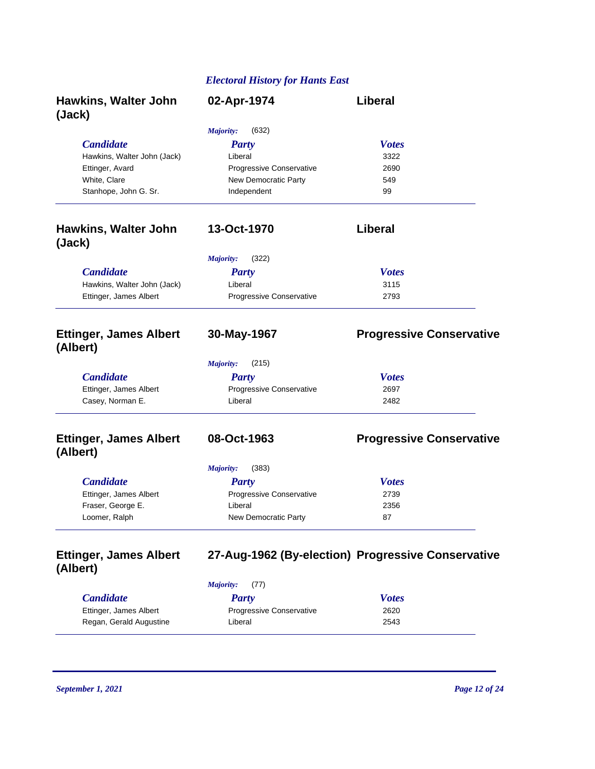## Electoral History for Hants East

### Hawkins, Walter John (Jack) — 02-Apr-1974 — Liberal

*Majority:* (632)

| Candidate | Party | Votes |
|---|---|---|
| Hawkins, Walter John (Jack) | Liberal | 3322 |
| Ettinger, Avard | Progressive Conservative | 2690 |
| White, Clare | New Democratic Party | 549 |
| Stanhope, John G. Sr. | Independent | 99 |

### Hawkins, Walter John (Jack) — 13-Oct-1970 — Liberal

*Majority:* (322)

| Candidate | Party | Votes |
|---|---|---|
| Hawkins, Walter John (Jack) | Liberal | 3115 |
| Ettinger, James Albert | Progressive Conservative | 2793 |

### Ettinger, James Albert (Albert) — 30-May-1967 — Progressive Conservative

*Majority:* (215)

| Candidate | Party | Votes |
|---|---|---|
| Ettinger, James Albert | Progressive Conservative | 2697 |
| Casey, Norman E. | Liberal | 2482 |

### Ettinger, James Albert (Albert) — 08-Oct-1963 — Progressive Conservative

*Majority:* (383)

| Candidate | Party | Votes |
|---|---|---|
| Ettinger, James Albert | Progressive Conservative | 2739 |
| Fraser, George E. | Liberal | 2356 |
| Loomer, Ralph | New Democratic Party | 87 |

### Ettinger, James Albert (Albert) — 27-Aug-1962 (By-election) — Progressive Conservative

*Majority:* (77)

| Candidate | Party | Votes |
|---|---|---|
| Ettinger, James Albert | Progressive Conservative | 2620 |
| Regan, Gerald Augustine | Liberal | 2543 |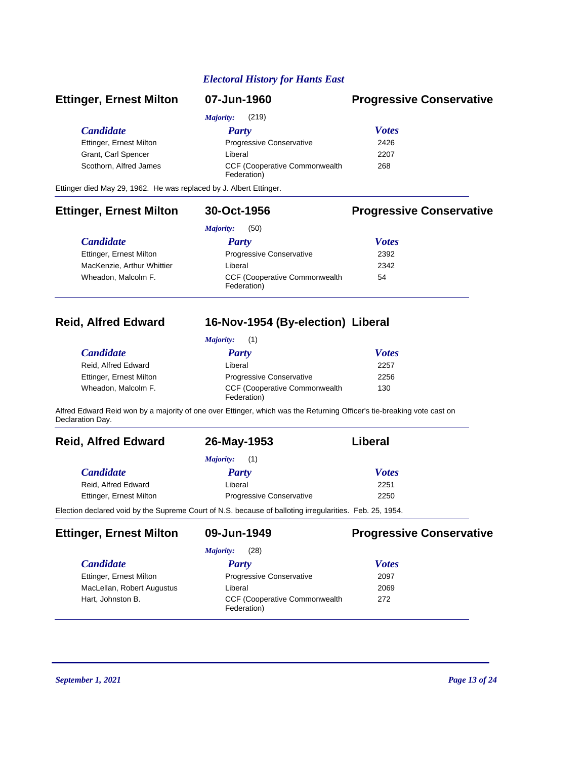# Electoral History for Hants East

## Ettinger, Ernest Milton — 07-Jun-1960 — Progressive Conservative

*Majority:* (219)

| Candidate | Party | Votes |
|---|---|---|
| Ettinger, Ernest Milton | Progressive Conservative | 2426 |
| Grant, Carl Spencer | Liberal | 2207 |
| Scothorn, Alfred James | CCF (Cooperative Commonwealth Federation) | 268 |

Ettinger died May 29, 1962. He was replaced by J. Albert Ettinger.

## Ettinger, Ernest Milton — 30-Oct-1956 — Progressive Conservative

*Majority:* (50)

| Candidate | Party | Votes |
|---|---|---|
| Ettinger, Ernest Milton | Progressive Conservative | 2392 |
| MacKenzie, Arthur Whittier | Liberal | 2342 |
| Wheadon, Malcolm F. | CCF (Cooperative Commonwealth Federation) | 54 |

## Reid, Alfred Edward — 16-Nov-1954 (By-election) — Liberal

*Majority:* (1)

| Candidate | Party | Votes |
|---|---|---|
| Reid, Alfred Edward | Liberal | 2257 |
| Ettinger, Ernest Milton | Progressive Conservative | 2256 |
| Wheadon, Malcolm F. | CCF (Cooperative Commonwealth Federation) | 130 |

Alfred Edward Reid won by a majority of one over Ettinger, which was the Returning Officer's tie-breaking vote cast on Declaration Day.

## Reid, Alfred Edward — 26-May-1953 — Liberal

*Majority:* (1)

| Candidate | Party | Votes |
|---|---|---|
| Reid, Alfred Edward | Liberal | 2251 |
| Ettinger, Ernest Milton | Progressive Conservative | 2250 |

Election declared void by the Supreme Court of N.S. because of balloting irregularities. Feb. 25, 1954.

## Ettinger, Ernest Milton — 09-Jun-1949 — Progressive Conservative

*Majority:* (28)

| Candidate | Party | Votes |
|---|---|---|
| Ettinger, Ernest Milton | Progressive Conservative | 2097 |
| MacLellan, Robert Augustus | Liberal | 2069 |
| Hart, Johnston B. | CCF (Cooperative Commonwealth Federation) | 272 |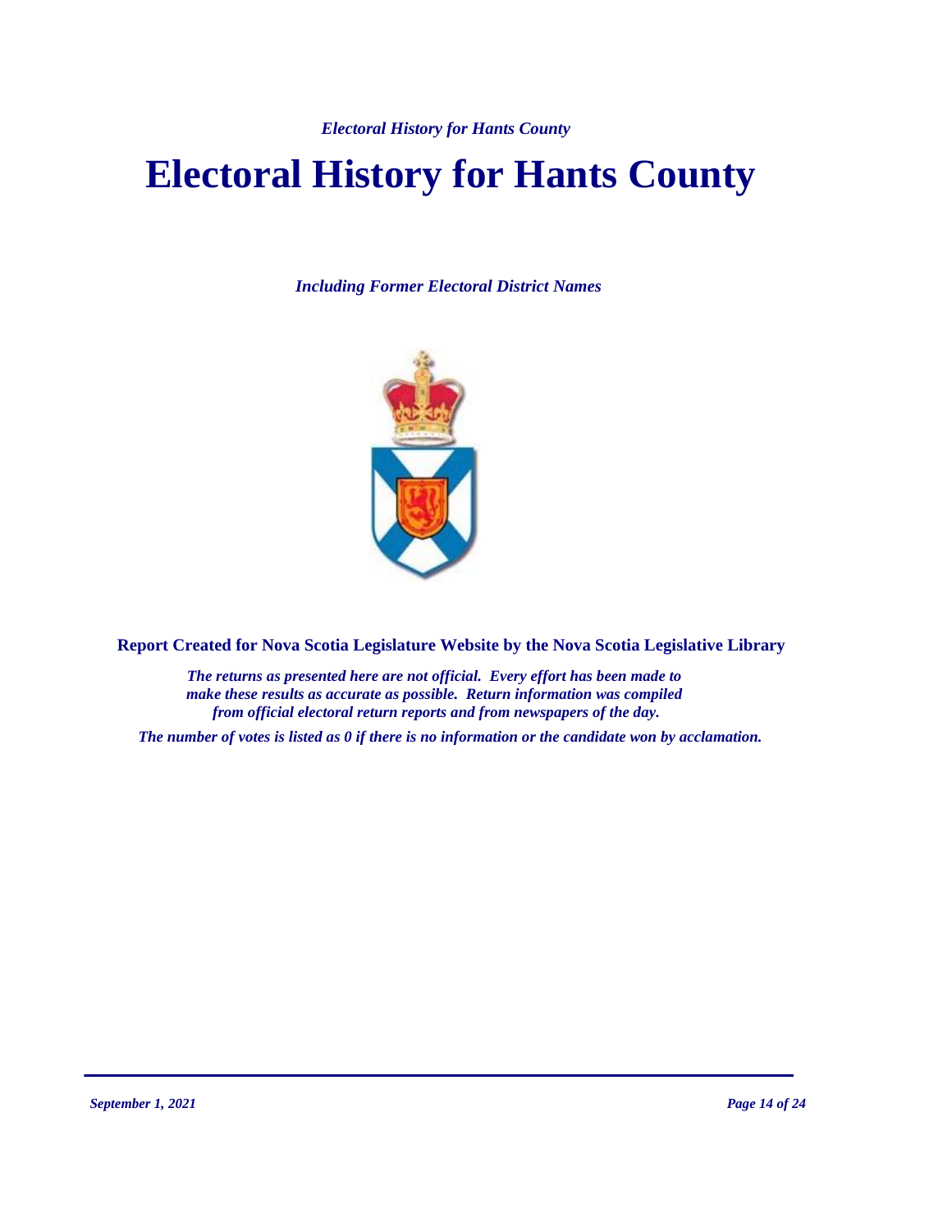# Electoral History for Hants County

***Including Former Electoral District Names***

**Report Created for Nova Scotia Legislature Website by the Nova Scotia Legislative Library**

***The returns as presented here are not official. Every effort has been made to make these results as accurate as possible. Return information was compiled from official electoral return reports and from newspapers of the day.***

***The number of votes is listed as 0 if there is no information or the candidate won by acclamation.***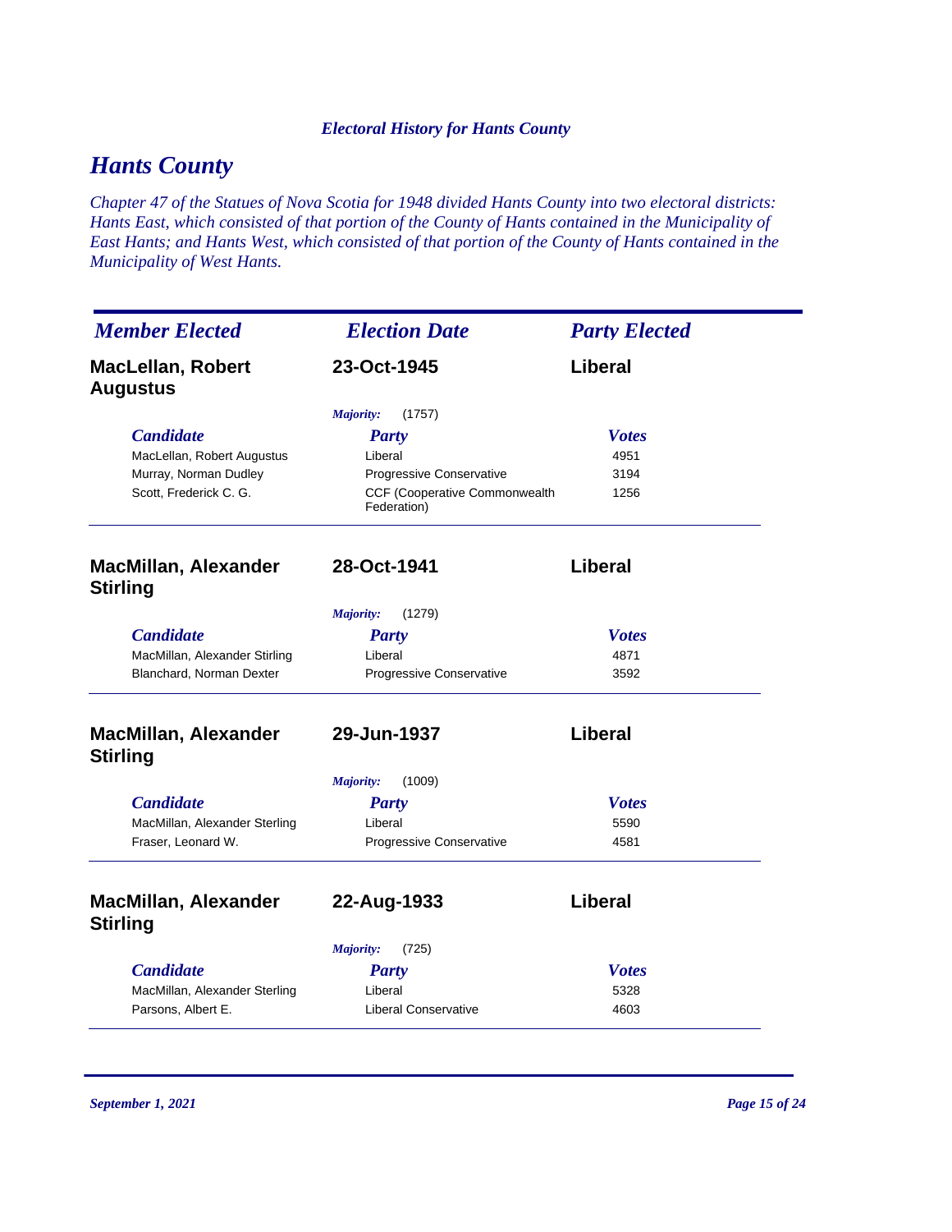# Hants County

*Chapter 47 of the Statues of Nova Scotia for 1948 divided Hants County into two electoral districts: Hants East, which consisted of that portion of the County of Hants contained in the Municipality of East Hants; and Hants West, which consisted of that portion of the County of Hants contained in the Municipality of West Hants.*

| Member Elected | Election Date | Party Elected |
|---|---|---|
| **MacLellan, Robert Augustus** | **23-Oct-1945** | **Liberal** |

*Majority:* (1757)

| Candidate | Party | Votes |
|---|---|---|
| MacLellan, Robert Augustus | Liberal | 4951 |
| Murray, Norman Dudley | Progressive Conservative | 3194 |
| Scott, Frederick C. G. | CCF (Cooperative Commonwealth Federation) | 1256 |

| Member Elected | Election Date | Party Elected |
|---|---|---|
| **MacMillan, Alexander Stirling** | **28-Oct-1941** | **Liberal** |

*Majority:* (1279)

| Candidate | Party | Votes |
|---|---|---|
| MacMillan, Alexander Stirling | Liberal | 4871 |
| Blanchard, Norman Dexter | Progressive Conservative | 3592 |

| Member Elected | Election Date | Party Elected |
|---|---|---|
| **MacMillan, Alexander Stirling** | **29-Jun-1937** | **Liberal** |

*Majority:* (1009)

| Candidate | Party | Votes |
|---|---|---|
| MacMillan, Alexander Sterling | Liberal | 5590 |
| Fraser, Leonard W. | Progressive Conservative | 4581 |

| Member Elected | Election Date | Party Elected |
|---|---|---|
| **MacMillan, Alexander Stirling** | **22-Aug-1933** | **Liberal** |

*Majority:* (725)

| Candidate | Party | Votes |
|---|---|---|
| MacMillan, Alexander Sterling | Liberal | 5328 |
| Parsons, Albert E. | Liberal Conservative | 4603 |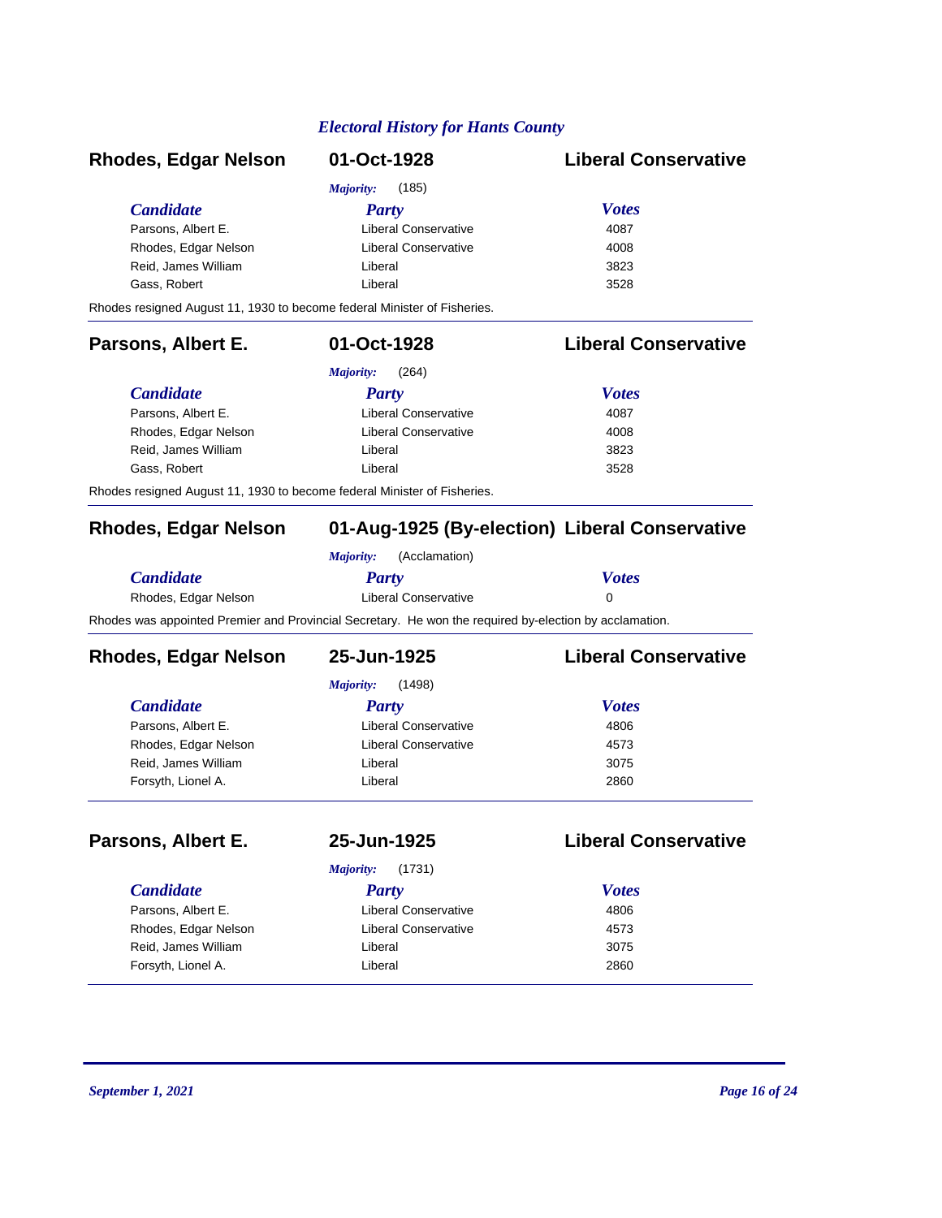## Electoral History for Hants County

### Rhodes, Edgar Nelson — 01-Oct-1928 — Liberal Conservative

*Majority:* (185)

| Candidate | Party | Votes |
|---|---|---|
| Parsons, Albert E. | Liberal Conservative | 4087 |
| Rhodes, Edgar Nelson | Liberal Conservative | 4008 |
| Reid, James William | Liberal | 3823 |
| Gass, Robert | Liberal | 3528 |

Rhodes resigned August 11, 1930 to become federal Minister of Fisheries.

---

### Parsons, Albert E. — 01-Oct-1928 — Liberal Conservative

*Majority:* (264)

| Candidate | Party | Votes |
|---|---|---|
| Parsons, Albert E. | Liberal Conservative | 4087 |
| Rhodes, Edgar Nelson | Liberal Conservative | 4008 |
| Reid, James William | Liberal | 3823 |
| Gass, Robert | Liberal | 3528 |

Rhodes resigned August 11, 1930 to become federal Minister of Fisheries.

---

### Rhodes, Edgar Nelson — 01-Aug-1925 (By-election) — Liberal Conservative

*Majority:* (Acclamation)

| Candidate | Party | Votes |
|---|---|---|
| Rhodes, Edgar Nelson | Liberal Conservative | 0 |

Rhodes was appointed Premier and Provincial Secretary. He won the required by-election by acclamation.

---

### Rhodes, Edgar Nelson — 25-Jun-1925 — Liberal Conservative

*Majority:* (1498)

| Candidate | Party | Votes |
|---|---|---|
| Parsons, Albert E. | Liberal Conservative | 4806 |
| Rhodes, Edgar Nelson | Liberal Conservative | 4573 |
| Reid, James William | Liberal | 3075 |
| Forsyth, Lionel A. | Liberal | 2860 |

---

### Parsons, Albert E. — 25-Jun-1925 — Liberal Conservative

*Majority:* (1731)

| Candidate | Party | Votes |
|---|---|---|
| Parsons, Albert E. | Liberal Conservative | 4806 |
| Rhodes, Edgar Nelson | Liberal Conservative | 4573 |
| Reid, James William | Liberal | 3075 |
| Forsyth, Lionel A. | Liberal | 2860 |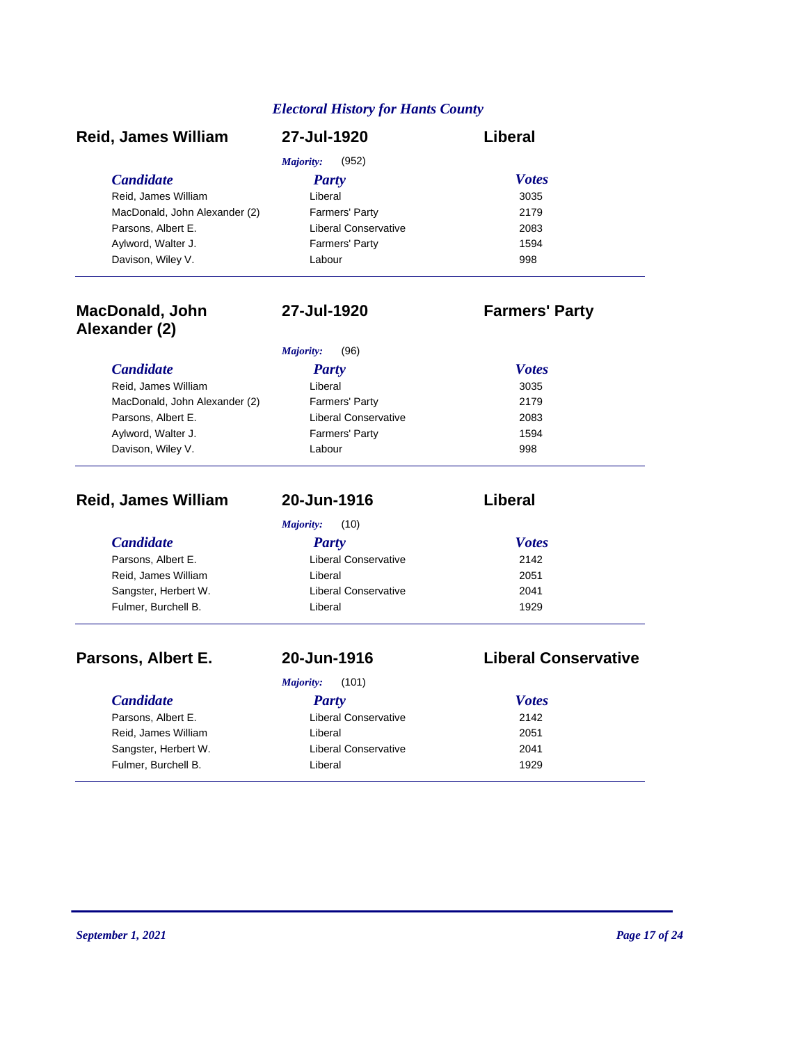*Electoral History for Hants County*

## Reid, James William — 27-Jul-1920 — Liberal

*Majority:* (952)

| Candidate | Party | Votes |
|---|---|---|
| Reid, James William | Liberal | 3035 |
| MacDonald, John Alexander (2) | Farmers' Party | 2179 |
| Parsons, Albert E. | Liberal Conservative | 2083 |
| Aylword, Walter J. | Farmers' Party | 1594 |
| Davison, Wiley V. | Labour | 998 |

## MacDonald, John Alexander (2) — 27-Jul-1920 — Farmers' Party

*Majority:* (96)

| Candidate | Party | Votes |
|---|---|---|
| Reid, James William | Liberal | 3035 |
| MacDonald, John Alexander (2) | Farmers' Party | 2179 |
| Parsons, Albert E. | Liberal Conservative | 2083 |
| Aylword, Walter J. | Farmers' Party | 1594 |
| Davison, Wiley V. | Labour | 998 |

## Reid, James William — 20-Jun-1916 — Liberal

*Majority:* (10)

| Candidate | Party | Votes |
|---|---|---|
| Parsons, Albert E. | Liberal Conservative | 2142 |
| Reid, James William | Liberal | 2051 |
| Sangster, Herbert W. | Liberal Conservative | 2041 |
| Fulmer, Burchell B. | Liberal | 1929 |

## Parsons, Albert E. — 20-Jun-1916 — Liberal Conservative

*Majority:* (101)

| Candidate | Party | Votes |
|---|---|---|
| Parsons, Albert E. | Liberal Conservative | 2142 |
| Reid, James William | Liberal | 2051 |
| Sangster, Herbert W. | Liberal Conservative | 2041 |
| Fulmer, Burchell B. | Liberal | 1929 |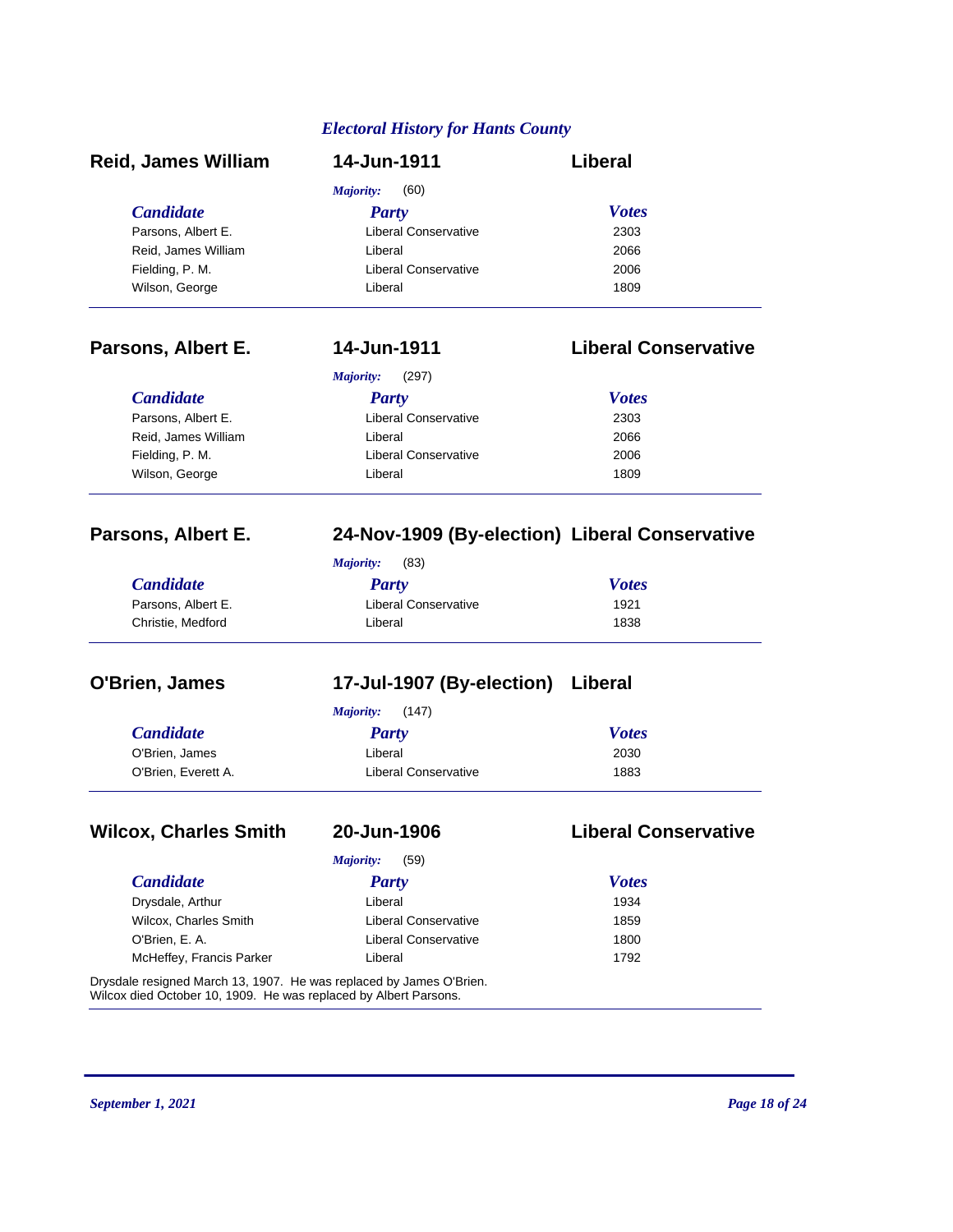## Electral History for Hants County

### Reid, James William — 14-Jun-1911 — Liberal

*Majority:* (60)

| Candidate | Party | Votes |
|---|---|---|
| Parsons, Albert E. | Liberal Conservative | 2303 |
| Reid, James William | Liberal | 2066 |
| Fielding, P. M. | Liberal Conservative | 2006 |
| Wilson, George | Liberal | 1809 |

### Parsons, Albert E. — 14-Jun-1911 — Liberal Conservative

*Majority:* (297)

| Candidate | Party | Votes |
|---|---|---|
| Parsons, Albert E. | Liberal Conservative | 2303 |
| Reid, James William | Liberal | 2066 |
| Fielding, P. M. | Liberal Conservative | 2006 |
| Wilson, George | Liberal | 1809 |

### Parsons, Albert E. — 24-Nov-1909 (By-election) — Liberal Conservative

*Majority:* (83)

| Candidate | Party | Votes |
|---|---|---|
| Parsons, Albert E. | Liberal Conservative | 1921 |
| Christie, Medford | Liberal | 1838 |

### O'Brien, James — 17-Jul-1907 (By-election) — Liberal

*Majority:* (147)

| Candidate | Party | Votes |
|---|---|---|
| O'Brien, James | Liberal | 2030 |
| O'Brien, Everett A. | Liberal Conservative | 1883 |

### Wilcox, Charles Smith — 20-Jun-1906 — Liberal Conservative

*Majority:* (59)

| Candidate | Party | Votes |
|---|---|---|
| Drysdale, Arthur | Liberal | 1934 |
| Wilcox, Charles Smith | Liberal Conservative | 1859 |
| O'Brien, E. A. | Liberal Conservative | 1800 |
| McHeffey, Francis Parker | Liberal | 1792 |

Drysdale resigned March 13, 1907. He was replaced by James O'Brien.
Wilcox died October 10, 1909. He was replaced by Albert Parsons.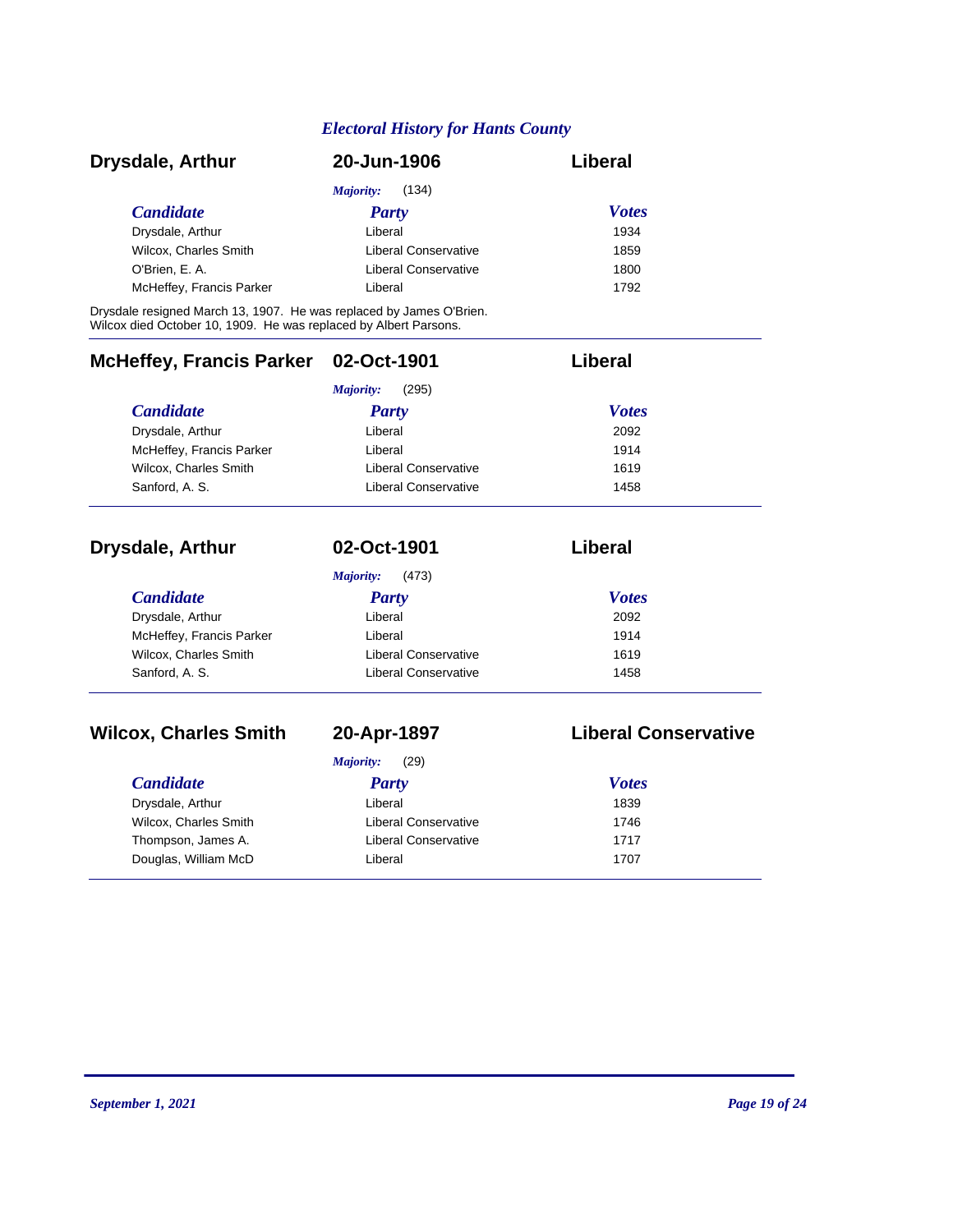## Drysdale, Arthur — 20-Jun-1906 — Liberal

*Majority:* (134)

| Candidate | Party | Votes |
|---|---|---|
| Drysdale, Arthur | Liberal | 1934 |
| Wilcox, Charles Smith | Liberal Conservative | 1859 |
| O'Brien, E. A. | Liberal Conservative | 1800 |
| McHeffey, Francis Parker | Liberal | 1792 |

Drysdale resigned March 13, 1907. He was replaced by James O'Brien.
Wilcox died October 10, 1909. He was replaced by Albert Parsons.

---

## McHeffey, Francis Parker — 02-Oct-1901 — Liberal

*Majority:* (295)

| Candidate | Party | Votes |
|---|---|---|
| Drysdale, Arthur | Liberal | 2092 |
| McHeffey, Francis Parker | Liberal | 1914 |
| Wilcox, Charles Smith | Liberal Conservative | 1619 |
| Sanford, A. S. | Liberal Conservative | 1458 |

---

## Drysdale, Arthur — 02-Oct-1901 — Liberal

*Majority:* (473)

| Candidate | Party | Votes |
|---|---|---|
| Drysdale, Arthur | Liberal | 2092 |
| McHeffey, Francis Parker | Liberal | 1914 |
| Wilcox, Charles Smith | Liberal Conservative | 1619 |
| Sanford, A. S. | Liberal Conservative | 1458 |

---

## Wilcox, Charles Smith — 20-Apr-1897 — Liberal Conservative

*Majority:* (29)

| Candidate | Party | Votes |
|---|---|---|
| Drysdale, Arthur | Liberal | 1839 |
| Wilcox, Charles Smith | Liberal Conservative | 1746 |
| Thompson, James A. | Liberal Conservative | 1717 |
| Douglas, William McD | Liberal | 1707 |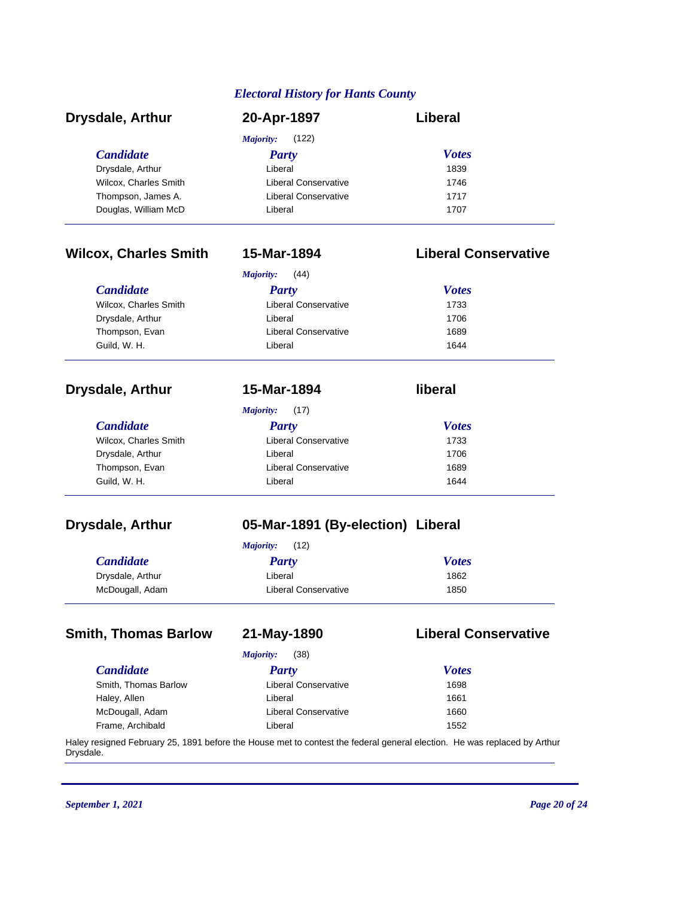## Electoral History for Hants County

### Drysdale, Arthur — 20-Apr-1897 — Liberal

*Majority:* (122)

| Candidate | Party | Votes |
|---|---|---|
| Drysdale, Arthur | Liberal | 1839 |
| Wilcox, Charles Smith | Liberal Conservative | 1746 |
| Thompson, James A. | Liberal Conservative | 1717 |
| Douglas, William McD | Liberal | 1707 |

### Wilcox, Charles Smith — 15-Mar-1894 — Liberal Conservative

*Majority:* (44)

| Candidate | Party | Votes |
|---|---|---|
| Wilcox, Charles Smith | Liberal Conservative | 1733 |
| Drysdale, Arthur | Liberal | 1706 |
| Thompson, Evan | Liberal Conservative | 1689 |
| Guild, W. H. | Liberal | 1644 |

### Drysdale, Arthur — 15-Mar-1894 — liberal

*Majority:* (17)

| Candidate | Party | Votes |
|---|---|---|
| Wilcox, Charles Smith | Liberal Conservative | 1733 |
| Drysdale, Arthur | Liberal | 1706 |
| Thompson, Evan | Liberal Conservative | 1689 |
| Guild, W. H. | Liberal | 1644 |

### Drysdale, Arthur — 05-Mar-1891 (By-election) — Liberal

*Majority:* (12)

| Candidate | Party | Votes |
|---|---|---|
| Drysdale, Arthur | Liberal | 1862 |
| McDougall, Adam | Liberal Conservative | 1850 |

### Smith, Thomas Barlow — 21-May-1890 — Liberal Conservative

*Majority:* (38)

| Candidate | Party | Votes |
|---|---|---|
| Smith, Thomas Barlow | Liberal Conservative | 1698 |
| Haley, Allen | Liberal | 1661 |
| McDougall, Adam | Liberal Conservative | 1660 |
| Frame, Archibald | Liberal | 1552 |

Haley resigned February 25, 1891 before the House met to contest the federal general election. He was replaced by Arthur Drysdale.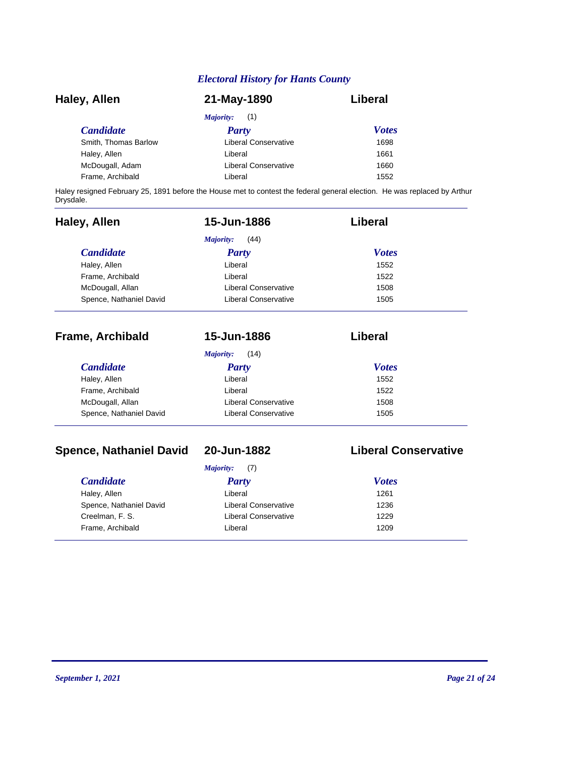## Electoral History for Hants County

### Haley, Allen — 21-May-1890 — Liberal

*Majority:* (1)

| Candidate | Party | Votes |
|---|---|---|
| Smith, Thomas Barlow | Liberal Conservative | 1698 |
| Haley, Allen | Liberal | 1661 |
| McDougall, Adam | Liberal Conservative | 1660 |
| Frame, Archibald | Liberal | 1552 |

Haley resigned February 25, 1891 before the House met to contest the federal general election. He was replaced by Arthur Drysdale.

---

### Haley, Allen — 15-Jun-1886 — Liberal

*Majority:* (44)

| Candidate | Party | Votes |
|---|---|---|
| Haley, Allen | Liberal | 1552 |
| Frame, Archibald | Liberal | 1522 |
| McDougall, Allan | Liberal Conservative | 1508 |
| Spence, Nathaniel David | Liberal Conservative | 1505 |

---

### Frame, Archibald — 15-Jun-1886 — Liberal

*Majority:* (14)

| Candidate | Party | Votes |
|---|---|---|
| Haley, Allen | Liberal | 1552 |
| Frame, Archibald | Liberal | 1522 |
| McDougall, Allan | Liberal Conservative | 1508 |
| Spence, Nathaniel David | Liberal Conservative | 1505 |

---

### Spence, Nathaniel David — 20-Jun-1882 — Liberal Conservative

*Majority:* (7)

| Candidate | Party | Votes |
|---|---|---|
| Haley, Allen | Liberal | 1261 |
| Spence, Nathaniel David | Liberal Conservative | 1236 |
| Creelman, F. S. | Liberal Conservative | 1229 |
| Frame, Archibald | Liberal | 1209 |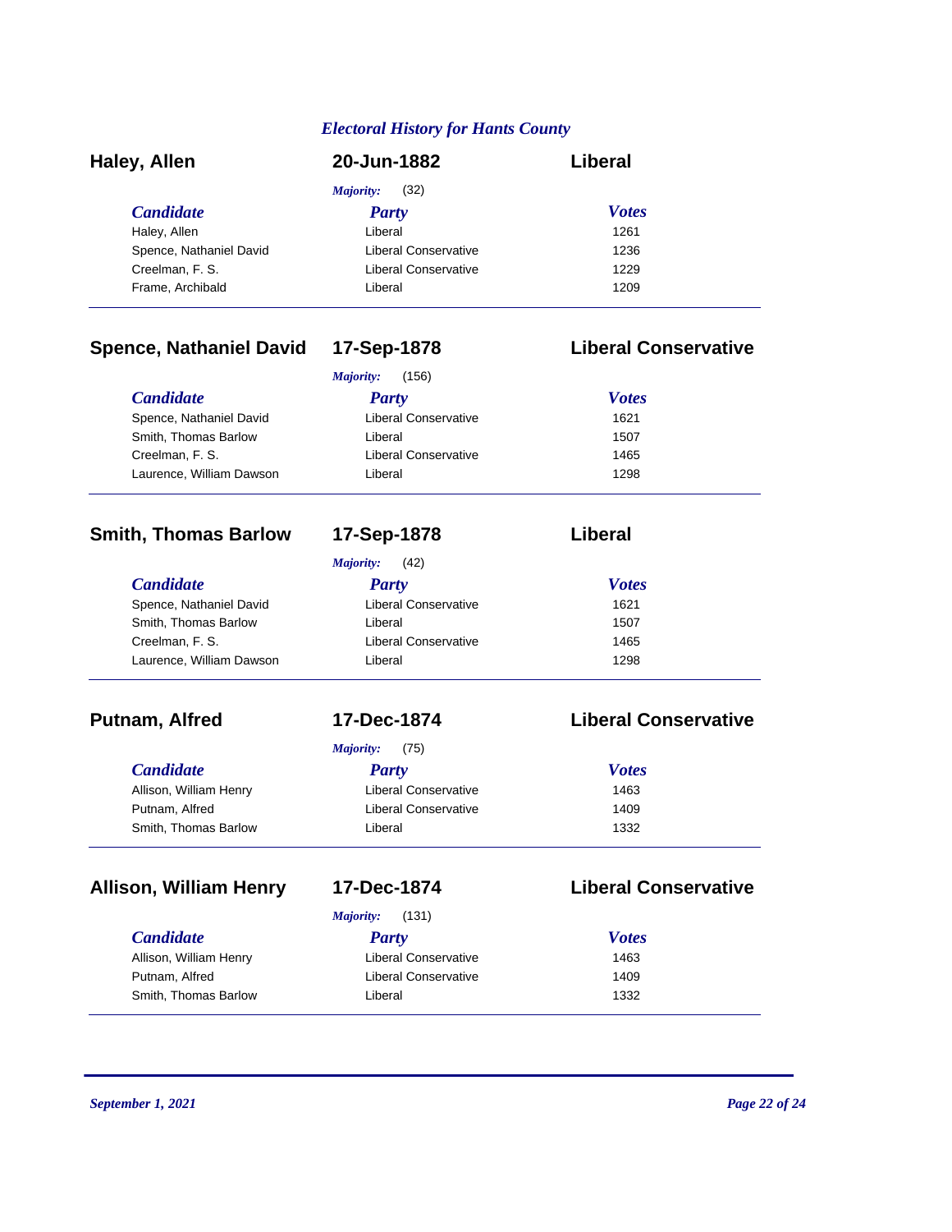## Haley, Allen — 20-Jun-1882 — Liberal

*Majority:* (32)

| Candidate | Party | Votes |
|---|---|---|
| Haley, Allen | Liberal | 1261 |
| Spence, Nathaniel David | Liberal Conservative | 1236 |
| Creelman, F. S. | Liberal Conservative | 1229 |
| Frame, Archibald | Liberal | 1209 |

## Spence, Nathaniel David — 17-Sep-1878 — Liberal Conservative

*Majority:* (156)

| Candidate | Party | Votes |
|---|---|---|
| Spence, Nathaniel David | Liberal Conservative | 1621 |
| Smith, Thomas Barlow | Liberal | 1507 |
| Creelman, F. S. | Liberal Conservative | 1465 |
| Laurence, William Dawson | Liberal | 1298 |

## Smith, Thomas Barlow — 17-Sep-1878 — Liberal

*Majority:* (42)

| Candidate | Party | Votes |
|---|---|---|
| Spence, Nathaniel David | Liberal Conservative | 1621 |
| Smith, Thomas Barlow | Liberal | 1507 |
| Creelman, F. S. | Liberal Conservative | 1465 |
| Laurence, William Dawson | Liberal | 1298 |

## Putnam, Alfred — 17-Dec-1874 — Liberal Conservative

*Majority:* (75)

| Candidate | Party | Votes |
|---|---|---|
| Allison, William Henry | Liberal Conservative | 1463 |
| Putnam, Alfred | Liberal Conservative | 1409 |
| Smith, Thomas Barlow | Liberal | 1332 |

## Allison, William Henry — 17-Dec-1874 — Liberal Conservative

*Majority:* (131)

| Candidate | Party | Votes |
|---|---|---|
| Allison, William Henry | Liberal Conservative | 1463 |
| Putnam, Alfred | Liberal Conservative | 1409 |
| Smith, Thomas Barlow | Liberal | 1332 |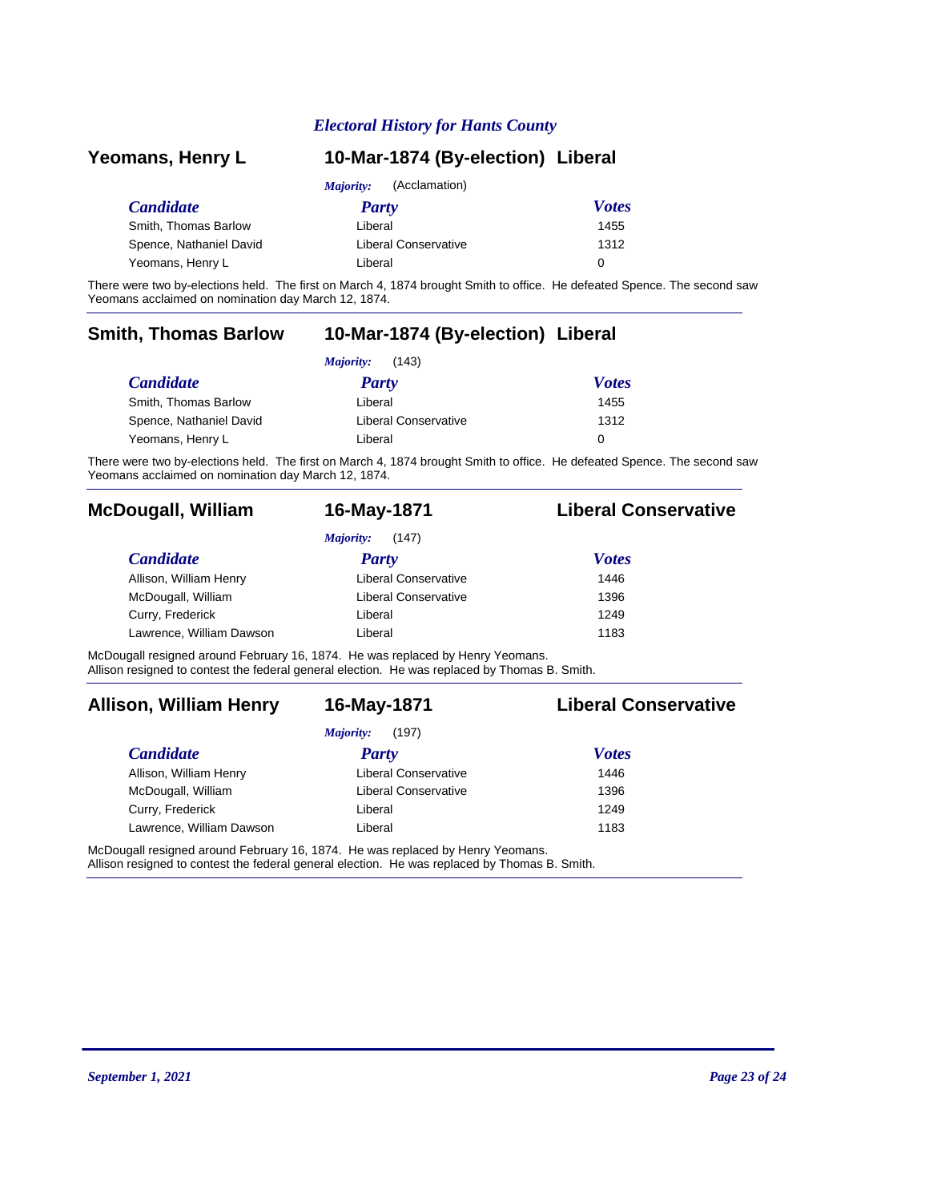## Yeomans, Henry L — 10-Mar-1874 (By-election) — Liberal

*Majority:* (Acclamation)

| Candidate | Party | Votes |
| --- | --- | --- |
| Smith, Thomas Barlow | Liberal | 1455 |
| Spence, Nathaniel David | Liberal Conservative | 1312 |
| Yeomans, Henry L | Liberal | 0 |

There were two by-elections held. The first on March 4, 1874 brought Smith to office. He defeated Spence. The second saw Yeomans acclaimed on nomination day March 12, 1874.

---

## Smith, Thomas Barlow — 10-Mar-1874 (By-election) — Liberal

*Majority:* (143)

| Candidate | Party | Votes |
| --- | --- | --- |
| Smith, Thomas Barlow | Liberal | 1455 |
| Spence, Nathaniel David | Liberal Conservative | 1312 |
| Yeomans, Henry L | Liberal | 0 |

There were two by-elections held. The first on March 4, 1874 brought Smith to office. He defeated Spence. The second saw Yeomans acclaimed on nomination day March 12, 1874.

---

## McDougall, William — 16-May-1871 — Liberal Conservative

*Majority:* (147)

| Candidate | Party | Votes |
| --- | --- | --- |
| Allison, William Henry | Liberal Conservative | 1446 |
| McDougall, William | Liberal Conservative | 1396 |
| Curry, Frederick | Liberal | 1249 |
| Lawrence, William Dawson | Liberal | 1183 |

McDougall resigned around February 16, 1874. He was replaced by Henry Yeomans.
Allison resigned to contest the federal general election. He was replaced by Thomas B. Smith.

---

## Allison, William Henry — 16-May-1871 — Liberal Conservative

*Majority:* (197)

| Candidate | Party | Votes |
| --- | --- | --- |
| Allison, William Henry | Liberal Conservative | 1446 |
| McDougall, William | Liberal Conservative | 1396 |
| Curry, Frederick | Liberal | 1249 |
| Lawrence, William Dawson | Liberal | 1183 |

McDougall resigned around February 16, 1874. He was replaced by Henry Yeomans.
Allison resigned to contest the federal general election. He was replaced by Thomas B. Smith.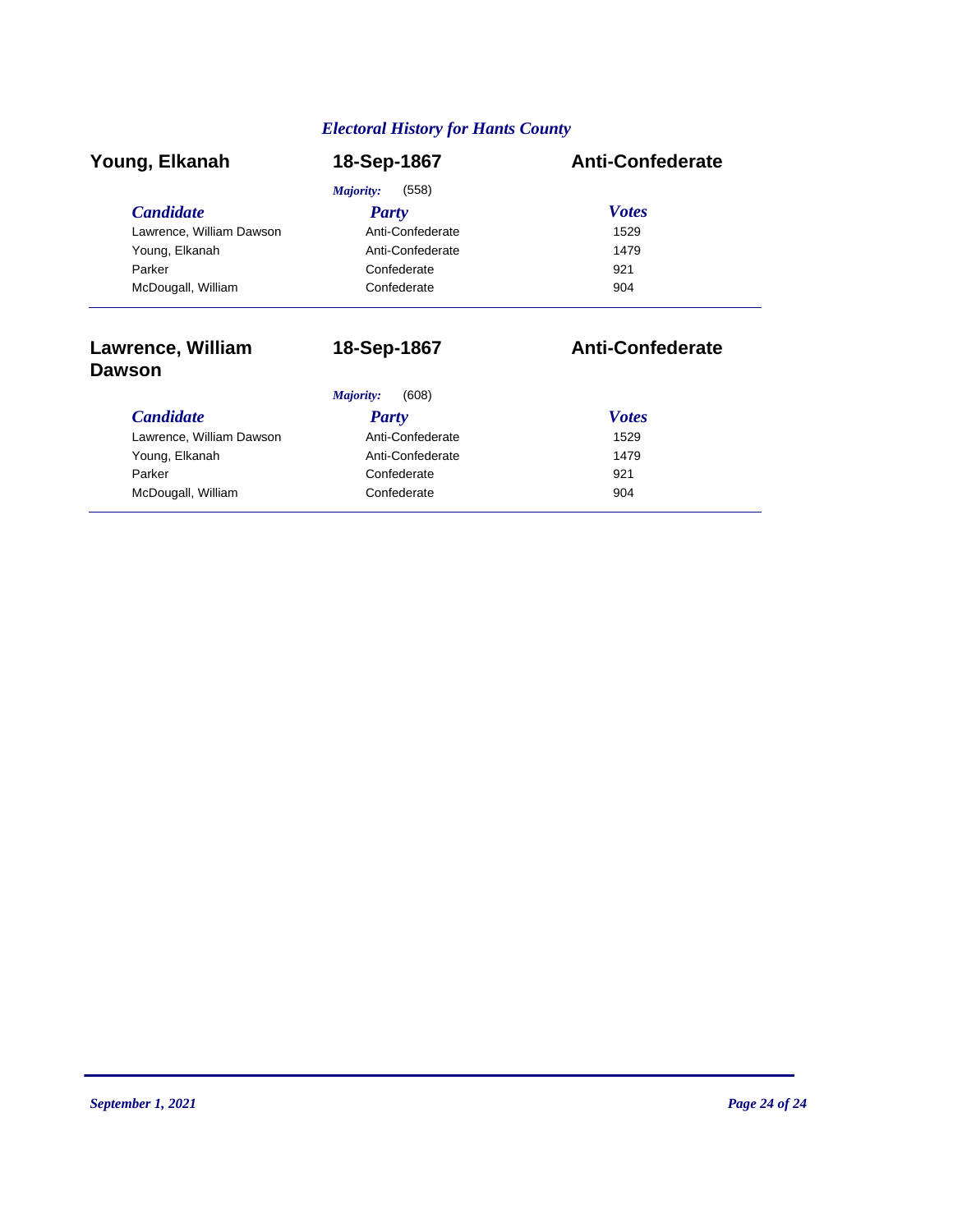*Electoral History for Hants County*

## Young, Elkanah — 18-Sep-1867 — Anti-Confederate

*Majority:* (558)

| *Candidate* | *Party* | *Votes* |
|---|---|---|
| Lawrence, William Dawson | Anti-Confederate | 1529 |
| Young, Elkanah | Anti-Confederate | 1479 |
| Parker | Confederate | 921 |
| McDougall, William | Confederate | 904 |

## Lawrence, William Dawson — 18-Sep-1867 — Anti-Confederate

*Majority:* (608)

| *Candidate* | *Party* | *Votes* |
|---|---|---|
| Lawrence, William Dawson | Anti-Confederate | 1529 |
| Young, Elkanah | Anti-Confederate | 1479 |
| Parker | Confederate | 921 |
| McDougall, William | Confederate | 904 |

*September 1, 2021*